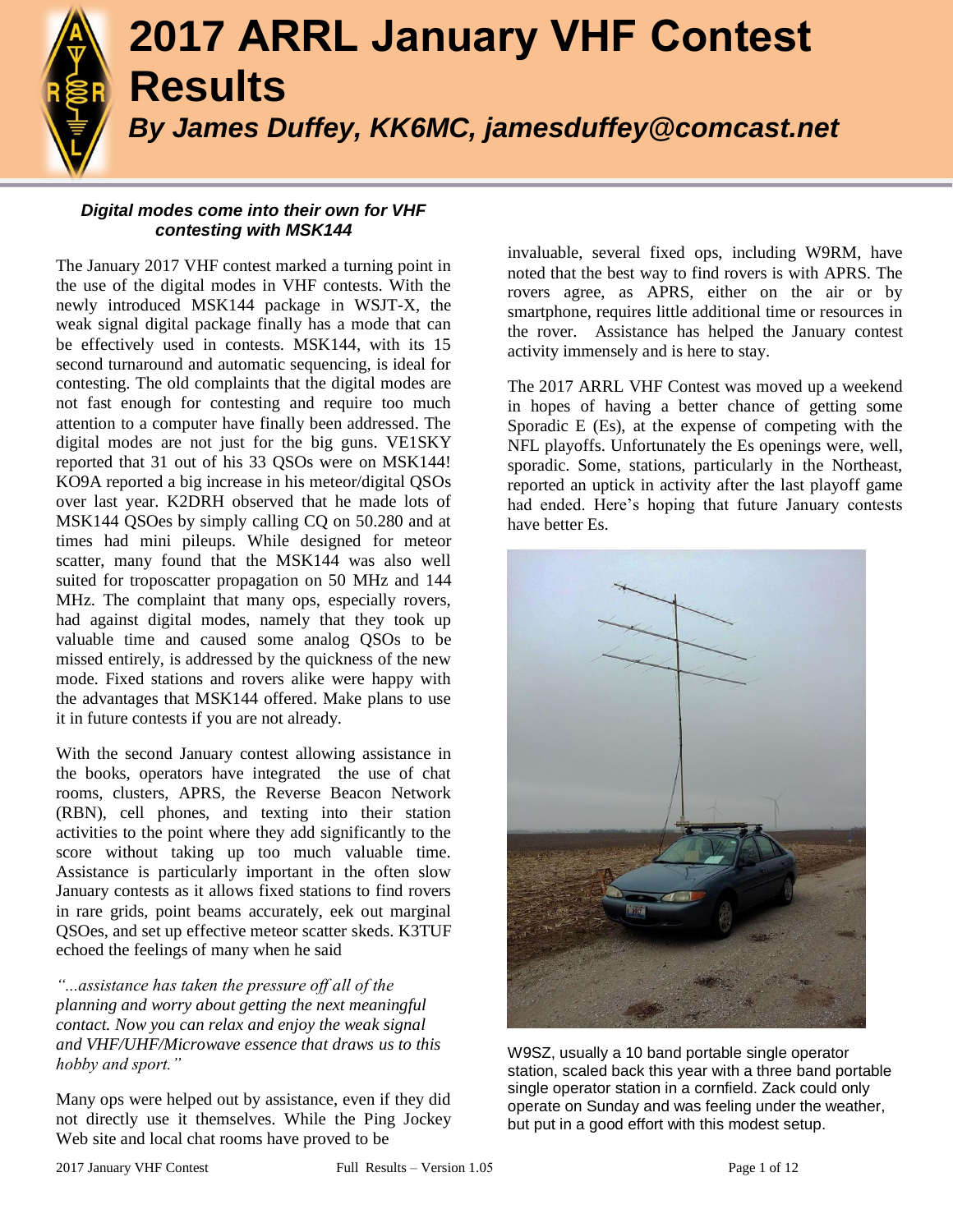# 2017 ARRL January VHF Contest Results

***By James Duffey, KK6MC, jamesduffey@comcast.net***

***Digital modes come into their own for VHF contesting with MSK144***

The January 2017 VHF contest marked a turning point in the use of the digital modes in VHF contests. With the newly introduced MSK144 package in WSJT-X, the weak signal digital package finally has a mode that can be effectively used in contests. MSK144, with its 15 second turnaround and automatic sequencing, is ideal for contesting. The old complaints that the digital modes are not fast enough for contesting and require too much attention to a computer have finally been addressed. The digital modes are not just for the big guns. VE1SKY reported that 31 out of his 33 QSOs were on MSK144! KO9A reported a big increase in his meteor/digital QSOs over last year. K2DRH observed that he made lots of MSK144 QSOes by simply calling CQ on 50.280 and at times had mini pileups. While designed for meteor scatter, many found that the MSK144 was also well suited for troposcatter propagation on 50 MHz and 144 MHz. The complaint that many ops, especially rovers, had against digital modes, namely that they took up valuable time and caused some analog QSOs to be missed entirely, is addressed by the quickness of the new mode. Fixed stations and rovers alike were happy with the advantages that MSK144 offered. Make plans to use it in future contests if you are not already.

With the second January contest allowing assistance in the books, operators have integrated the use of chat rooms, clusters, APRS, the Reverse Beacon Network (RBN), cell phones, and texting into their station activities to the point where they add significantly to the score without taking up too much valuable time. Assistance is particularly important in the often slow January contests as it allows fixed stations to find rovers in rare grids, point beams accurately, eek out marginal QSOes, and set up effective meteor scatter skeds. K3TUF echoed the feelings of many when he said

*"...assistance has taken the pressure off all of the planning and worry about getting the next meaningful contact. Now you can relax and enjoy the weak signal and VHF/UHF/Microwave essence that draws us to this hobby and sport."*

Many ops were helped out by assistance, even if they did not directly use it themselves. While the Ping Jockey Web site and local chat rooms have proved to be invaluable, several fixed ops, including W9RM, have noted that the best way to find rovers is with APRS. The rovers agree, as APRS, either on the air or by smartphone, requires little additional time or resources in the rover. Assistance has helped the January contest activity immensely and is here to stay.

The 2017 ARRL VHF Contest was moved up a weekend in hopes of having a better chance of getting some Sporadic E (Es), at the expense of competing with the NFL playoffs. Unfortunately the Es openings were, well, sporadic. Some, stations, particularly in the Northeast, reported an uptick in activity after the last playoff game had ended. Here's hoping that future January contests have better Es.

W9SZ, usually a 10 band portable single operator station, scaled back this year with a three band portable single operator station in a cornfield. Zack could only operate on Sunday and was feeling under the weather, but put in a good effort with this modest setup.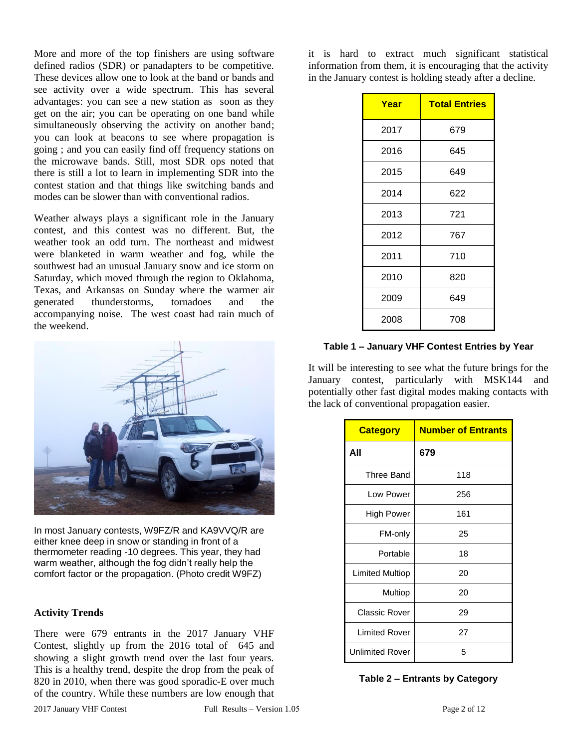More and more of the top finishers are using software defined radios (SDR) or panadapters to be competitive. These devices allow one to look at the band or bands and see activity over a wide spectrum. This has several advantages: you can see a new station as soon as they get on the air; you can be operating on one band while simultaneously observing the activity on another band; you can look at beacons to see where propagation is going ; and you can easily find off frequency stations on the microwave bands. Still, most SDR ops noted that there is still a lot to learn in implementing SDR into the contest station and that things like switching bands and modes can be slower than with conventional radios.

Weather always plays a significant role in the January contest, and this contest was no different. But, the weather took an odd turn. The northeast and midwest were blanketed in warm weather and fog, while the southwest had an unusual January snow and ice storm on Saturday, which moved through the region to Oklahoma, Texas, and Arkansas on Sunday where the warmer air generated thunderstorms, tornadoes and the accompanying noise. The west coast had rain much of the weekend.

In most January contests, W9FZ/R and KA9VVQ/R are either knee deep in snow or standing in front of a thermometer reading -10 degrees. This year, they had warm weather, although the fog didn't really help the comfort factor or the propagation. (Photo credit W9FZ)

**Activity Trends**

There were 679 entrants in the 2017 January VHF Contest, slightly up from the 2016 total of 645 and showing a slight growth trend over the last four years. This is a healthy trend, despite the drop from the peak of 820 in 2010, when there was good sporadic-E over much of the country. While these numbers are low enough that it is hard to extract much significant statistical information from them, it is encouraging that the activity in the January contest is holding steady after a decline.

| Year | Total Entries |
|---|---|
| 2017 | 679 |
| 2016 | 645 |
| 2015 | 649 |
| 2014 | 622 |
| 2013 | 721 |
| 2012 | 767 |
| 2011 | 710 |
| 2010 | 820 |
| 2009 | 649 |
| 2008 | 708 |

**Table 1 – January VHF Contest Entries by Year**

It will be interesting to see what the future brings for the January contest, particularly with MSK144 and potentially other fast digital modes making contacts with the lack of conventional propagation easier.

| Category | Number of Entrants |
|---|---|
| **All** | **679** |
| Three Band | 118 |
| Low Power | 256 |
| High Power | 161 |
| FM-only | 25 |
| Portable | 18 |
| Limited Multiop | 20 |
| Multiop | 20 |
| Classic Rover | 29 |
| Limited Rover | 27 |
| Unlimited Rover | 5 |

**Table 2 – Entrants by Category**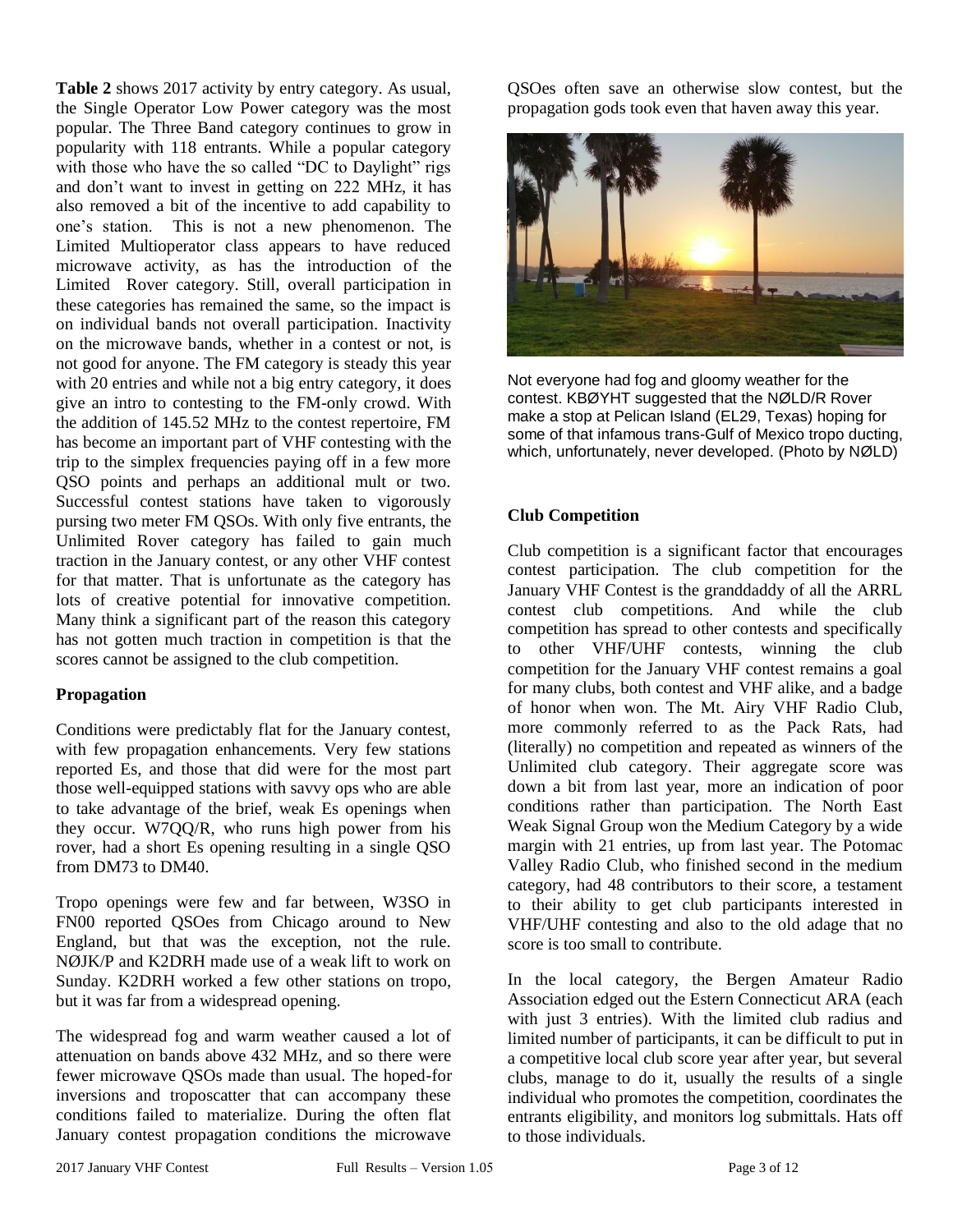**Table 2** shows 2017 activity by entry category. As usual, the Single Operator Low Power category was the most popular. The Three Band category continues to grow in popularity with 118 entrants. While a popular category with those who have the so called "DC to Daylight" rigs and don't want to invest in getting on 222 MHz, it has also removed a bit of the incentive to add capability to one's station. This is not a new phenomenon. The Limited Multioperator class appears to have reduced microwave activity, as has the introduction of the Limited Rover category. Still, overall participation in these categories has remained the same, so the impact is on individual bands not overall participation. Inactivity on the microwave bands, whether in a contest or not, is not good for anyone. The FM category is steady this year with 20 entries and while not a big entry category, it does give an intro to contesting to the FM-only crowd. With the addition of 145.52 MHz to the contest repertoire, FM has become an important part of VHF contesting with the trip to the simplex frequencies paying off in a few more QSO points and perhaps an additional mult or two. Successful contest stations have taken to vigorously pursing two meter FM QSOs. With only five entrants, the Unlimited Rover category has failed to gain much traction in the January contest, or any other VHF contest for that matter. That is unfortunate as the category has lots of creative potential for innovative competition. Many think a significant part of the reason this category has not gotten much traction in competition is that the scores cannot be assigned to the club competition.

**Propagation**

Conditions were predictably flat for the January contest, with few propagation enhancements. Very few stations reported Es, and those that did were for the most part those well-equipped stations with savvy ops who are able to take advantage of the brief, weak Es openings when they occur. W7QQ/R, who runs high power from his rover, had a short Es opening resulting in a single QSO from DM73 to DM40.

Tropo openings were few and far between, W3SO in FN00 reported QSOes from Chicago around to New England, but that was the exception, not the rule. NØJK/P and K2DRH made use of a weak lift to work on Sunday. K2DRH worked a few other stations on tropo, but it was far from a widespread opening.

The widespread fog and warm weather caused a lot of attenuation on bands above 432 MHz, and so there were fewer microwave QSOs made than usual. The hoped-for inversions and troposcatter that can accompany these conditions failed to materialize. During the often flat January contest propagation conditions the microwave QSOes often save an otherwise slow contest, but the propagation gods took even that haven away this year.

Not everyone had fog and gloomy weather for the contest. KBØYHT suggested that the NØLD/R Rover make a stop at Pelican Island (EL29, Texas) hoping for some of that infamous trans-Gulf of Mexico tropo ducting, which, unfortunately, never developed. (Photo by NØLD)

**Club Competition**

Club competition is a significant factor that encourages contest participation. The club competition for the January VHF Contest is the granddaddy of all the ARRL contest club competitions. And while the club competition has spread to other contests and specifically to other VHF/UHF contests, winning the club competition for the January VHF contest remains a goal for many clubs, both contest and VHF alike, and a badge of honor when won. The Mt. Airy VHF Radio Club, more commonly referred to as the Pack Rats, had (literally) no competition and repeated as winners of the Unlimited club category. Their aggregate score was down a bit from last year, more an indication of poor conditions rather than participation. The North East Weak Signal Group won the Medium Category by a wide margin with 21 entries, up from last year. The Potomac Valley Radio Club, who finished second in the medium category, had 48 contributors to their score, a testament to their ability to get club participants interested in VHF/UHF contesting and also to the old adage that no score is too small to contribute.

In the local category, the Bergen Amateur Radio Association edged out the Estern Connecticut ARA (each with just 3 entries). With the limited club radius and limited number of participants, it can be difficult to put in a competitive local club score year after year, but several clubs, manage to do it, usually the results of a single individual who promotes the competition, coordinates the entrants eligibility, and monitors log submittals. Hats off to those individuals.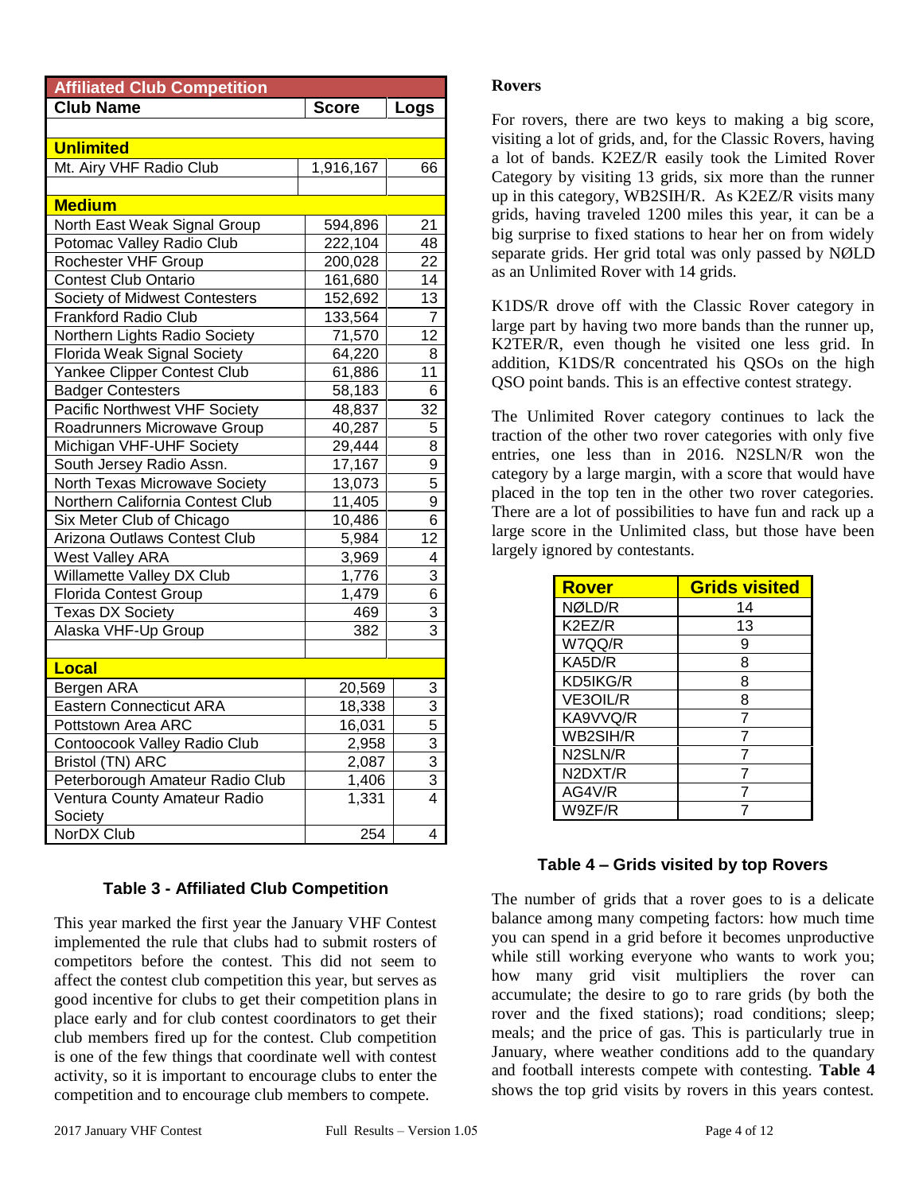| Affiliated Club Competition | | |
|---|---|---|
| Club Name | Score | Logs |
| **Unlimited** | | |
| Mt. Airy VHF Radio Club | 1,916,167 | 66 |
| **Medium** | | |
| North East Weak Signal Group | 594,896 | 21 |
| Potomac Valley Radio Club | 222,104 | 48 |
| Rochester VHF Group | 200,028 | 22 |
| Contest Club Ontario | 161,680 | 14 |
| Society of Midwest Contesters | 152,692 | 13 |
| Frankford Radio Club | 133,564 | 7 |
| Northern Lights Radio Society | 71,570 | 12 |
| Florida Weak Signal Society | 64,220 | 8 |
| Yankee Clipper Contest Club | 61,886 | 11 |
| Badger Contesters | 58,183 | 6 |
| Pacific Northwest VHF Society | 48,837 | 32 |
| Roadrunners Microwave Group | 40,287 | 5 |
| Michigan VHF-UHF Society | 29,444 | 8 |
| South Jersey Radio Assn. | 17,167 | 9 |
| North Texas Microwave Society | 13,073 | 5 |
| Northern California Contest Club | 11,405 | 9 |
| Six Meter Club of Chicago | 10,486 | 6 |
| Arizona Outlaws Contest Club | 5,984 | 12 |
| West Valley ARA | 3,969 | 4 |
| Willamette Valley DX Club | 1,776 | 3 |
| Florida Contest Group | 1,479 | 6 |
| Texas DX Society | 469 | 3 |
| Alaska VHF-Up Group | 382 | 3 |
| **Local** | | |
| Bergen ARA | 20,569 | 3 |
| Eastern Connecticut ARA | 18,338 | 3 |
| Pottstown Area ARC | 16,031 | 5 |
| Contoocook Valley Radio Club | 2,958 | 3 |
| Bristol (TN) ARC | 2,087 | 3 |
| Peterborough Amateur Radio Club | 1,406 | 3 |
| Ventura County Amateur Radio Society | 1,331 | 4 |
| NorDX Club | 254 | 4 |

**Table 3 - Affiliated Club Competition**

This year marked the first year the January VHF Contest implemented the rule that clubs had to submit rosters of competitors before the contest. This did not seem to affect the contest club competition this year, but serves as good incentive for clubs to get their competition plans in place early and for club contest coordinators to get their club members fired up for the contest. Club competition is one of the few things that coordinate well with contest activity, so it is important to encourage clubs to enter the competition and to encourage club members to compete.

**Rovers**

For rovers, there are two keys to making a big score, visiting a lot of grids, and, for the Classic Rovers, having a lot of bands. K2EZ/R easily took the Limited Rover Category by visiting 13 grids, six more than the runner up in this category, WB2SIH/R. As K2EZ/R visits many grids, having traveled 1200 miles this year, it can be a big surprise to fixed stations to hear her on from widely separate grids. Her grid total was only passed by NØLD as an Unlimited Rover with 14 grids.

K1DS/R drove off with the Classic Rover category in large part by having two more bands than the runner up, K2TER/R, even though he visited one less grid. In addition, K1DS/R concentrated his QSOs on the high QSO point bands. This is an effective contest strategy.

The Unlimited Rover category continues to lack the traction of the other two rover categories with only five entries, one less than in 2016. N2SLN/R won the category by a large margin, with a score that would have placed in the top ten in the other two rover categories. There are a lot of possibilities to have fun and rack up a large score in the Unlimited class, but those have been largely ignored by contestants.

| Rover | Grids visited |
|---|---|
| NØLD/R | 14 |
| K2EZ/R | 13 |
| W7QQ/R | 9 |
| KA5D/R | 8 |
| KD5IKG/R | 8 |
| VE3OIL/R | 8 |
| KA9VVQ/R | 7 |
| WB2SIH/R | 7 |
| N2SLN/R | 7 |
| N2DXT/R | 7 |
| AG4V/R | 7 |
| W9ZF/R | 7 |

**Table 4 – Grids visited by top Rovers**

The number of grids that a rover goes to is a delicate balance among many competing factors: how much time you can spend in a grid before it becomes unproductive while still working everyone who wants to work you; how many grid visit multipliers the rover can accumulate; the desire to go to rare grids (by both the rover and the fixed stations); road conditions; sleep; meals; and the price of gas. This is particularly true in January, where weather conditions add to the quandary and football interests compete with contesting. **Table 4** shows the top grid visits by rovers in this years contest.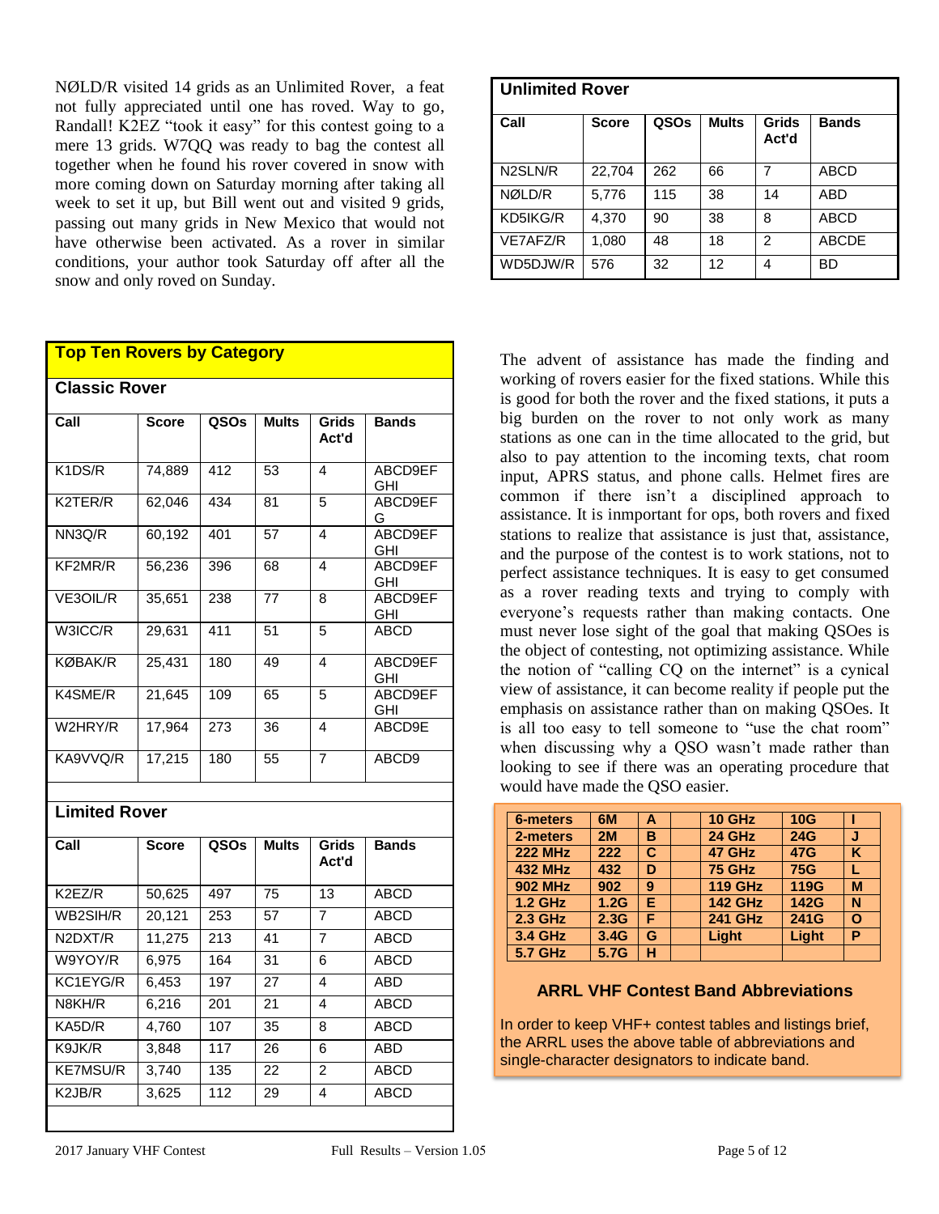NØLD/R visited 14 grids as an Unlimited Rover, a feat not fully appreciated until one has roved. Way to go, Randall! K2EZ "took it easy" for this contest going to a mere 13 grids. W7QQ was ready to bag the contest all together when he found his rover covered in snow with more coming down on Saturday morning after taking all week to set it up, but Bill went out and visited 9 grids, passing out many grids in New Mexico that would not have otherwise been activated. As a rover in similar conditions, your author took Saturday off after all the snow and only roved on Sunday.

## Top Ten Rovers by Category

### Classic Rover

| Call | Score | QSOs | Mults | Grids Act'd | Bands |
|---|---|---|---|---|---|
| K1DS/R | 74,889 | 412 | 53 | 4 | ABCD9EFGHI |
| K2TER/R | 62,046 | 434 | 81 | 5 | ABCD9EFG |
| NN3Q/R | 60,192 | 401 | 57 | 4 | ABCD9EFGHI |
| KF2MR/R | 56,236 | 396 | 68 | 4 | ABCD9EFGHI |
| VE3OIL/R | 35,651 | 238 | 77 | 8 | ABCD9EFGHI |
| W3ICC/R | 29,631 | 411 | 51 | 5 | ABCD |
| KØBAK/R | 25,431 | 180 | 49 | 4 | ABCD9EFGHI |
| K4SME/R | 21,645 | 109 | 65 | 5 | ABCD9EFGHI |
| W2HRY/R | 17,964 | 273 | 36 | 4 | ABCD9E |
| KA9VVQ/R | 17,215 | 180 | 55 | 7 | ABCD9 |

### Limited Rover

| Call | Score | QSOs | Mults | Grids Act'd | Bands |
|---|---|---|---|---|---|
| K2EZ/R | 50,625 | 497 | 75 | 13 | ABCD |
| WB2SIH/R | 20,121 | 253 | 57 | 7 | ABCD |
| N2DXT/R | 11,275 | 213 | 41 | 7 | ABCD |
| W9YOY/R | 6,975 | 164 | 31 | 6 | ABCD |
| KC1EYG/R | 6,453 | 197 | 27 | 4 | ABD |
| N8KH/R | 6,216 | 201 | 21 | 4 | ABCD |
| KA5D/R | 4,760 | 107 | 35 | 8 | ABCD |
| K9JK/R | 3,848 | 117 | 26 | 6 | ABD |
| KE7MSU/R | 3,740 | 135 | 22 | 2 | ABCD |
| K2JB/R | 3,625 | 112 | 29 | 4 | ABCD |

### Unlimited Rover

| Call | Score | QSOs | Mults | Grids Act'd | Bands |
|---|---|---|---|---|---|
| N2SLN/R | 22,704 | 262 | 66 | 7 | ABCD |
| NØLD/R | 5,776 | 115 | 38 | 14 | ABD |
| KD5IKG/R | 4,370 | 90 | 38 | 8 | ABCD |
| VE7AFZ/R | 1,080 | 48 | 18 | 2 | ABCDE |
| WD5DJW/R | 576 | 32 | 12 | 4 | BD |

The advent of assistance has made the finding and working of rovers easier for the fixed stations. While this is good for both the rover and the fixed stations, it puts a big burden on the rover to not only work as many stations as one can in the time allocated to the grid, but also to pay attention to the incoming texts, chat room input, APRS status, and phone calls. Helmet fires are common if there isn't a disciplined approach to assistance. It is inmportant for ops, both rovers and fixed stations to realize that assistance is just that, assistance, and the purpose of the contest is to work stations, not to perfect assistance techniques. It is easy to get consumed as a rover reading texts and trying to comply with everyone's requests rather than making contacts. One must never lose sight of the goal that making QSOes is the object of contesting, not optimizing assistance. While the notion of "calling CQ on the internet" is a cynical view of assistance, it can become reality if people put the emphasis on assistance rather than on making QSOes. It is all too easy to tell someone to "use the chat room" when discussing why a QSO wasn't made rather than looking to see if there was an operating procedure that would have made the QSO easier.

| | | | | | | |
|---|---|---|---|---|---|---|
| **6-meters** | **6M** | **A** | | **10 GHz** | **10G** | **I** |
| **2-meters** | **2M** | **B** | | **24 GHz** | **24G** | **J** |
| **222 MHz** | **222** | **C** | | **47 GHz** | **47G** | **K** |
| **432 MHz** | **432** | **D** | | **75 GHz** | **75G** | **L** |
| **902 MHz** | **902** | **9** | | **119 GHz** | **119G** | **M** |
| **1.2 GHz** | **1.2G** | **E** | | **142 GHz** | **142G** | **N** |
| **2.3 GHz** | **2.3G** | **F** | | **241 GHz** | **241G** | **O** |
| **3.4 GHz** | **3.4G** | **G** | | **Light** | **Light** | **P** |
| **5.7 GHz** | **5.7G** | **H** | | | | |

### ARRL VHF Contest Band Abbreviations

In order to keep VHF+ contest tables and listings brief, the ARRL uses the above table of abbreviations and single-character designators to indicate band.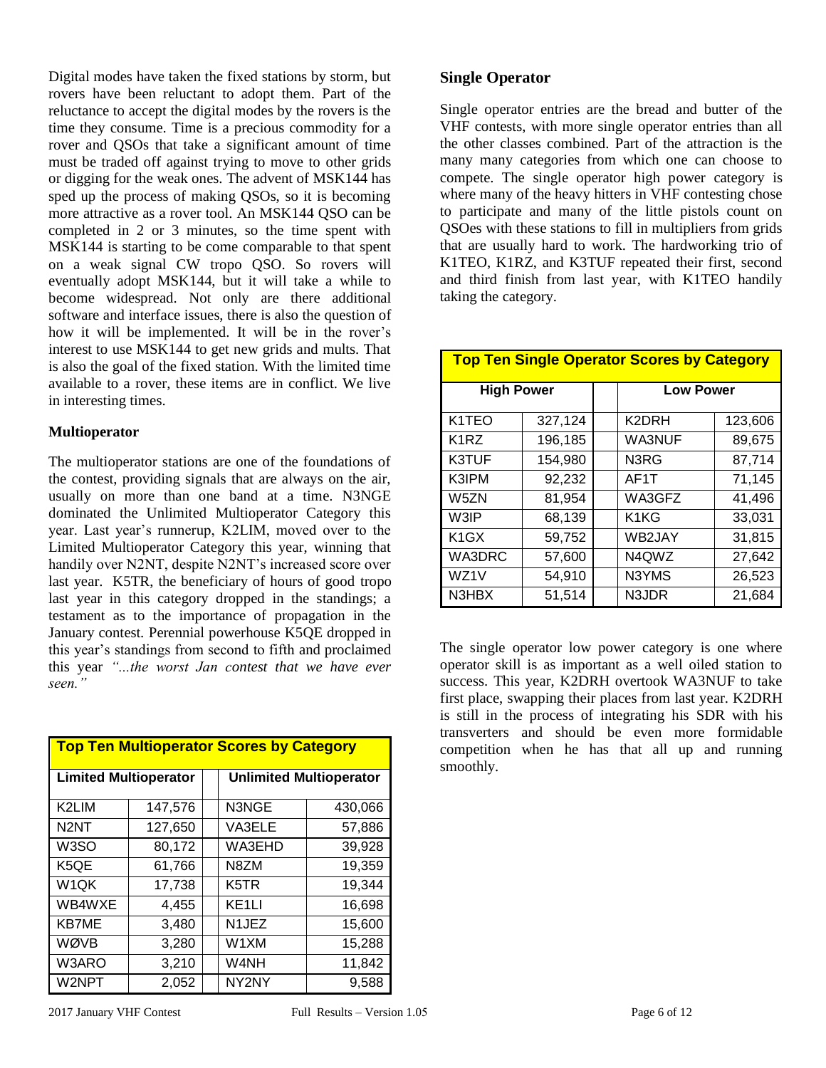Digital modes have taken the fixed stations by storm, but rovers have been reluctant to adopt them. Part of the reluctance to accept the digital modes by the rovers is the time they consume. Time is a precious commodity for a rover and QSOs that take a significant amount of time must be traded off against trying to move to other grids or digging for the weak ones. The advent of MSK144 has sped up the process of making QSOs, so it is becoming more attractive as a rover tool. An MSK144 QSO can be completed in 2 or 3 minutes, so the time spent with MSK144 is starting to be come comparable to that spent on a weak signal CW tropo QSO. So rovers will eventually adopt MSK144, but it will take a while to become widespread. Not only are there additional software and interface issues, there is also the question of how it will be implemented. It will be in the rover's interest to use MSK144 to get new grids and mults. That is also the goal of the fixed station. With the limited time available to a rover, these items are in conflict. We live in interesting times.

### Multioperator

The multioperator stations are one of the foundations of the contest, providing signals that are always on the air, usually on more than one band at a time. N3NGE dominated the Unlimited Multioperator Category this year. Last year's runnerup, K2LIM, moved over to the Limited Multioperator Category this year, winning that handily over N2NT, despite N2NT's increased score over last year. K5TR, the beneficiary of hours of good tropo last year in this category dropped in the standings; a testament as to the importance of propagation in the January contest. Perennial powerhouse K5QE dropped in this year's standings from second to fifth and proclaimed this year *"...the worst Jan contest that we have ever seen."*

| Top Ten Multioperator Scores by Category | | | | |
|---|---|---|---|---|
| Limited Multioperator | | | Unlimited Multioperator | |
| K2LIM | 147,576 | | N3NGE | 430,066 |
| N2NT | 127,650 | | VA3ELE | 57,886 |
| W3SO | 80,172 | | WA3EHD | 39,928 |
| K5QE | 61,766 | | N8ZM | 19,359 |
| W1QK | 17,738 | | K5TR | 19,344 |
| WB4WXE | 4,455 | | KE1LI | 16,698 |
| KB7ME | 3,480 | | N1JEZ | 15,600 |
| WØVB | 3,280 | | W1XM | 15,288 |
| W3ARO | 3,210 | | W4NH | 11,842 |
| W2NPT | 2,052 | | NY2NY | 9,588 |

## Single Operator

Single operator entries are the bread and butter of the VHF contests, with more single operator entries than all the other classes combined. Part of the attraction is the many many categories from which one can choose to compete. The single operator high power category is where many of the heavy hitters in VHF contesting chose to participate and many of the little pistols count on QSOes with these stations to fill in multipliers from grids that are usually hard to work. The hardworking trio of K1TEO, K1RZ, and K3TUF repeated their first, second and third finish from last year, with K1TEO handily taking the category.

| Top Ten Single Operator Scores by Category | | | | |
|---|---|---|---|---|
| High Power | | | Low Power | |
| K1TEO | 327,124 | | K2DRH | 123,606 |
| K1RZ | 196,185 | | WA3NUF | 89,675 |
| K3TUF | 154,980 | | N3RG | 87,714 |
| K3IPM | 92,232 | | AF1T | 71,145 |
| W5ZN | 81,954 | | WA3GFZ | 41,496 |
| W3IP | 68,139 | | K1KG | 33,031 |
| K1GX | 59,752 | | WB2JAY | 31,815 |
| WA3DRC | 57,600 | | N4QWZ | 27,642 |
| WZ1V | 54,910 | | N3YMS | 26,523 |
| N3HBX | 51,514 | | N3JDR | 21,684 |

The single operator low power category is one where operator skill is as important as a well oiled station to success. This year, K2DRH overtook WA3NUF to take first place, swapping their places from last year. K2DRH is still in the process of integrating his SDR with his transverters and should be even more formidable competition when he has that all up and running smoothly.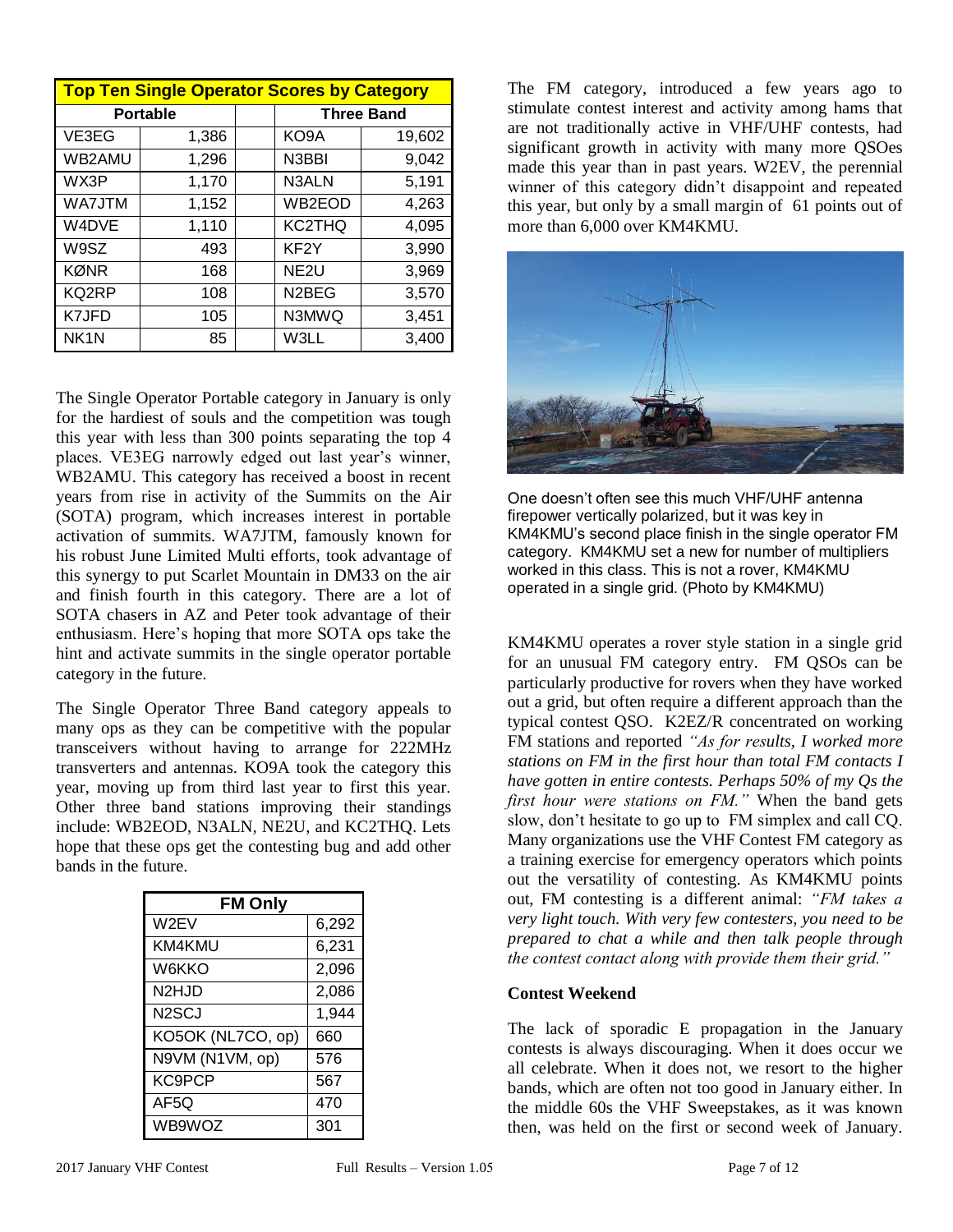| Top Ten Single Operator Scores by Category | | | | |
|---|---|---|---|---|
| Portable | | | Three Band | |
| VE3EG | 1,386 | | KO9A | 19,602 |
| WB2AMU | 1,296 | | N3BBI | 9,042 |
| WX3P | 1,170 | | N3ALN | 5,191 |
| WA7JTM | 1,152 | | WB2EOD | 4,263 |
| W4DVE | 1,110 | | KC2THQ | 4,095 |
| W9SZ | 493 | | KF2Y | 3,990 |
| KØNR | 168 | | NE2U | 3,969 |
| KQ2RP | 108 | | N2BEG | 3,570 |
| K7JFD | 105 | | N3MWQ | 3,451 |
| NK1N | 85 | | W3LL | 3,400 |

The Single Operator Portable category in January is only for the hardiest of souls and the competition was tough this year with less than 300 points separating the top 4 places. VE3EG narrowly edged out last year's winner, WB2AMU. This category has received a boost in recent years from rise in activity of the Summits on the Air (SOTA) program, which increases interest in portable activation of summits. WA7JTM, famously known for his robust June Limited Multi efforts, took advantage of this synergy to put Scarlet Mountain in DM33 on the air and finish fourth in this category. There are a lot of SOTA chasers in AZ and Peter took advantage of their enthusiasm. Here's hoping that more SOTA ops take the hint and activate summits in the single operator portable category in the future.

The Single Operator Three Band category appeals to many ops as they can be competitive with the popular transceivers without having to arrange for 222MHz transverters and antennas. KO9A took the category this year, moving up from third last year to first this year. Other three band stations improving their standings include: WB2EOD, N3ALN, NE2U, and KC2THQ. Lets hope that these ops get the contesting bug and add other bands in the future.

| FM Only | |
|---|---|
| W2EV | 6,292 |
| KM4KMU | 6,231 |
| W6KKO | 2,096 |
| N2HJD | 2,086 |
| N2SCJ | 1,944 |
| KO5OK (NL7CO, op) | 660 |
| N9VM (N1VM, op) | 576 |
| KC9PCP | 567 |
| AF5Q | 470 |
| WB9WOZ | 301 |

The FM category, introduced a few years ago to stimulate contest interest and activity among hams that are not traditionally active in VHF/UHF contests, had significant growth in activity with many more QSOes made this year than in past years. W2EV, the perennial winner of this category didn't disappoint and repeated this year, but only by a small margin of 61 points out of more than 6,000 over KM4KMU.

One doesn't often see this much VHF/UHF antenna firepower vertically polarized, but it was key in KM4KMU's second place finish in the single operator FM category. KM4KMU set a new for number of multipliers worked in this class. This is not a rover, KM4KMU operated in a single grid. (Photo by KM4KMU)

KM4KMU operates a rover style station in a single grid for an unusual FM category entry. FM QSOs can be particularly productive for rovers when they have worked out a grid, but often require a different approach than the typical contest QSO. K2EZ/R concentrated on working FM stations and reported *"As for results, I worked more stations on FM in the first hour than total FM contacts I have gotten in entire contests. Perhaps 50% of my Qs the first hour were stations on FM."* When the band gets slow, don't hesitate to go up to FM simplex and call CQ. Many organizations use the VHF Contest FM category as a training exercise for emergency operators which points out the versatility of contesting. As KM4KMU points out, FM contesting is a different animal: *"FM takes a very light touch. With very few contesters, you need to be prepared to chat a while and then talk people through the contest contact along with provide them their grid."*

**Contest Weekend**

The lack of sporadic E propagation in the January contests is always discouraging. When it does occur we all celebrate. When it does not, we resort to the higher bands, which are often not too good in January either. In the middle 60s the VHF Sweepstakes, as it was known then, was held on the first or second week of January.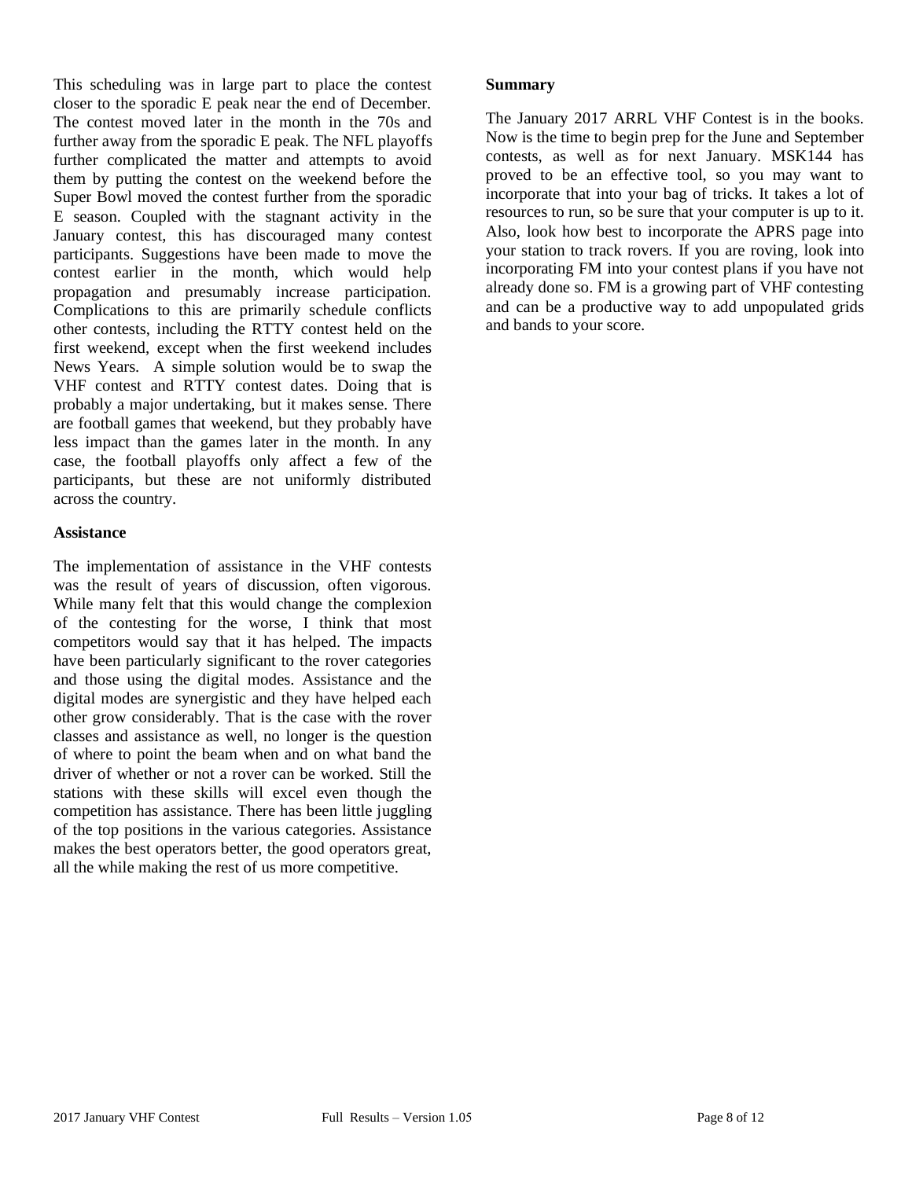This scheduling was in large part to place the contest closer to the sporadic E peak near the end of December. The contest moved later in the month in the 70s and further away from the sporadic E peak. The NFL playoffs further complicated the matter and attempts to avoid them by putting the contest on the weekend before the Super Bowl moved the contest further from the sporadic E season. Coupled with the stagnant activity in the January contest, this has discouraged many contest participants. Suggestions have been made to move the contest earlier in the month, which would help propagation and presumably increase participation. Complications to this are primarily schedule conflicts other contests, including the RTTY contest held on the first weekend, except when the first weekend includes News Years. A simple solution would be to swap the VHF contest and RTTY contest dates. Doing that is probably a major undertaking, but it makes sense. There are football games that weekend, but they probably have less impact than the games later in the month. In any case, the football playoffs only affect a few of the participants, but these are not uniformly distributed across the country.

**Assistance**

The implementation of assistance in the VHF contests was the result of years of discussion, often vigorous. While many felt that this would change the complexion of the contesting for the worse, I think that most competitors would say that it has helped. The impacts have been particularly significant to the rover categories and those using the digital modes. Assistance and the digital modes are synergistic and they have helped each other grow considerably. That is the case with the rover classes and assistance as well, no longer is the question of where to point the beam when and on what band the driver of whether or not a rover can be worked. Still the stations with these skills will excel even though the competition has assistance. There has been little juggling of the top positions in the various categories. Assistance makes the best operators better, the good operators great, all the while making the rest of us more competitive.

**Summary**

The January 2017 ARRL VHF Contest is in the books. Now is the time to begin prep for the June and September contests, as well as for next January. MSK144 has proved to be an effective tool, so you may want to incorporate that into your bag of tricks. It takes a lot of resources to run, so be sure that your computer is up to it. Also, look how best to incorporate the APRS page into your station to track rovers. If you are roving, look into incorporating FM into your contest plans if you have not already done so. FM is a growing part of VHF contesting and can be a productive way to add unpopulated grids and bands to your score.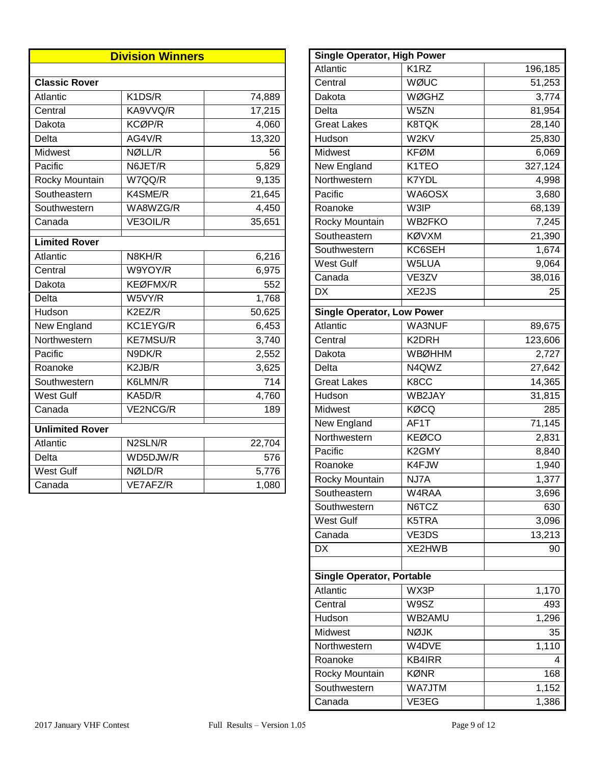## Division Winners

| Classic Rover | | |
|---|---|---|
| Atlantic | K1DS/R | 74,889 |
| Central | KA9VVQ/R | 17,215 |
| Dakota | KCØP/R | 4,060 |
| Delta | AG4V/R | 13,320 |
| Midwest | NØLL/R | 56 |
| Pacific | N6JET/R | 5,829 |
| Rocky Mountain | W7QQ/R | 9,135 |
| Southeastern | K4SME/R | 21,645 |
| Southwestern | WA8WZG/R | 4,450 |
| Canada | VE3OIL/R | 35,651 |

| Limited Rover | | |
|---|---|---|
| Atlantic | N8KH/R | 6,216 |
| Central | W9YOY/R | 6,975 |
| Dakota | KEØFMX/R | 552 |
| Delta | W5VY/R | 1,768 |
| Hudson | K2EZ/R | 50,625 |
| New England | KC1EYG/R | 6,453 |
| Northwestern | KE7MSU/R | 3,740 |
| Pacific | N9DK/R | 2,552 |
| Roanoke | K2JB/R | 3,625 |
| Southwestern | K6LMN/R | 714 |
| West Gulf | KA5D/R | 4,760 |
| Canada | VE2NCG/R | 189 |

| Unlimited Rover | | |
|---|---|---|
| Atlantic | N2SLN/R | 22,704 |
| Delta | WD5DJW/R | 576 |
| West Gulf | NØLD/R | 5,776 |
| Canada | VE7AFZ/R | 1,080 |

| Single Operator, High Power | | |
|---|---|---|
| Atlantic | K1RZ | 196,185 |
| Central | WØUC | 51,253 |
| Dakota | WØGHZ | 3,774 |
| Delta | W5ZN | 81,954 |
| Great Lakes | K8TQK | 28,140 |
| Hudson | W2KV | 25,830 |
| Midwest | KFØM | 6,069 |
| New England | K1TEO | 327,124 |
| Northwestern | K7YDL | 4,998 |
| Pacific | WA6OSX | 3,680 |
| Roanoke | W3IP | 68,139 |
| Rocky Mountain | WB2FKO | 7,245 |
| Southeastern | KØVXM | 21,390 |
| Southwestern | KC6SEH | 1,674 |
| West Gulf | W5LUA | 9,064 |
| Canada | VE3ZV | 38,016 |
| DX | XE2JS | 25 |

| Single Operator, Low Power | | |
|---|---|---|
| Atlantic | WA3NUF | 89,675 |
| Central | K2DRH | 123,606 |
| Dakota | WBØHHM | 2,727 |
| Delta | N4QWZ | 27,642 |
| Great Lakes | K8CC | 14,365 |
| Hudson | WB2JAY | 31,815 |
| Midwest | KØCQ | 285 |
| New England | AF1T | 71,145 |
| Northwestern | KEØCO | 2,831 |
| Pacific | K2GMY | 8,840 |
| Roanoke | K4FJW | 1,940 |
| Rocky Mountain | NJ7A | 1,377 |
| Southeastern | W4RAA | 3,696 |
| Southwestern | N6TCZ | 630 |
| West Gulf | K5TRA | 3,096 |
| Canada | VE3DS | 13,213 |
| DX | XE2HWB | 90 |

| Single Operator, Portable | | |
|---|---|---|
| Atlantic | WX3P | 1,170 |
| Central | W9SZ | 493 |
| Hudson | WB2AMU | 1,296 |
| Midwest | NØJK | 35 |
| Northwestern | W4DVE | 1,110 |
| Roanoke | KB4IRR | 4 |
| Rocky Mountain | KØNR | 168 |
| Southwestern | WA7JTM | 1,152 |
| Canada | VE3EG | 1,386 |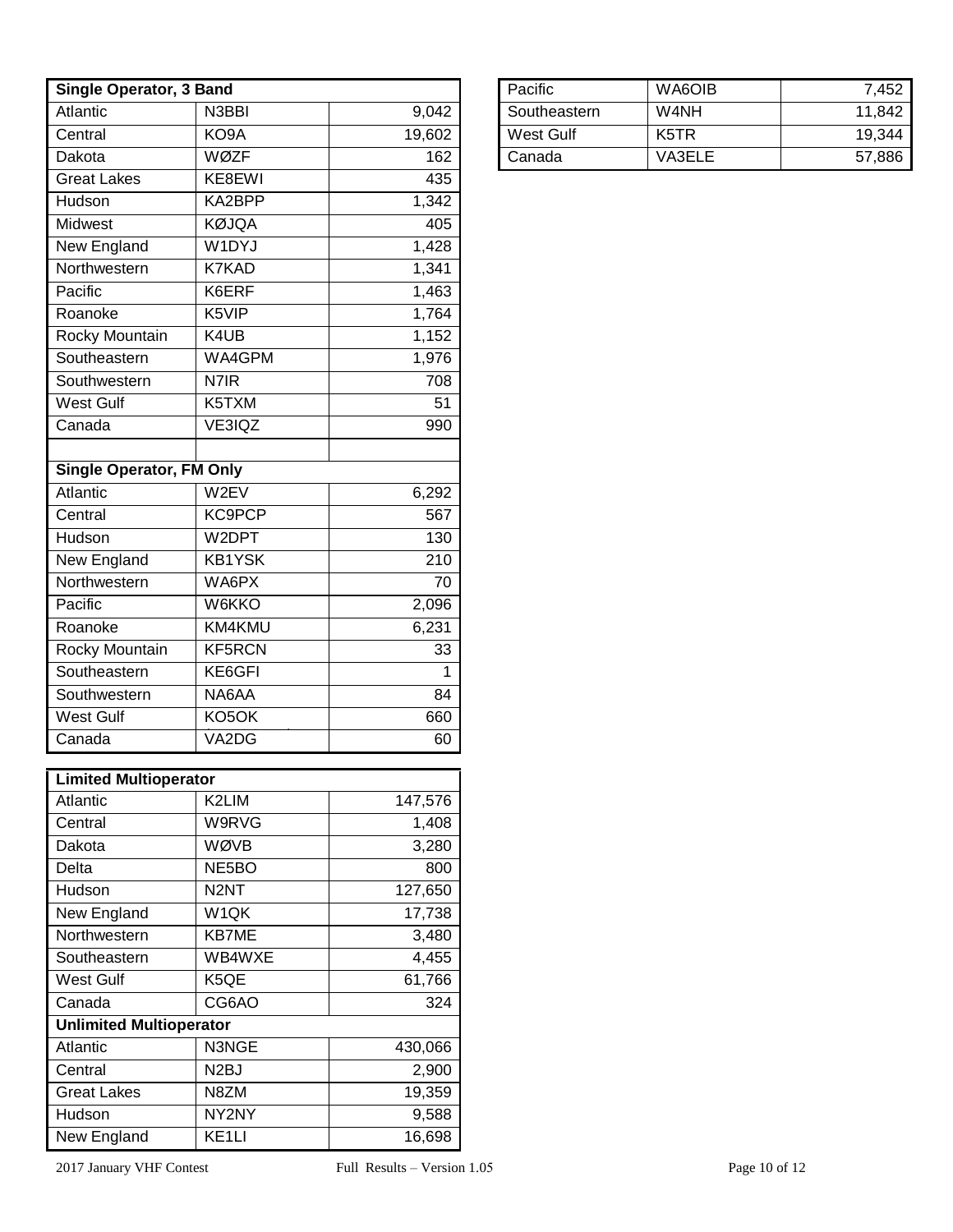| Single Operator, 3 Band | | |
|---|---|---|
| Atlantic | N3BBI | 9,042 |
| Central | KO9A | 19,602 |
| Dakota | WØZF | 162 |
| Great Lakes | KE8EWI | 435 |
| Hudson | KA2BPP | 1,342 |
| Midwest | KØJQA | 405 |
| New England | W1DYJ | 1,428 |
| Northwestern | K7KAD | 1,341 |
| Pacific | K6ERF | 1,463 |
| Roanoke | K5VIP | 1,764 |
| Rocky Mountain | K4UB | 1,152 |
| Southeastern | WA4GPM | 1,976 |
| Southwestern | N7IR | 708 |
| West Gulf | K5TXM | 51 |
| Canada | VE3IQZ | 990 |
| | | |
| **Single Operator, FM Only** | | |
| Atlantic | W2EV | 6,292 |
| Central | KC9PCP | 567 |
| Hudson | W2DPT | 130 |
| New England | KB1YSK | 210 |
| Northwestern | WA6PX | 70 |
| Pacific | W6KKO | 2,096 |
| Roanoke | KM4KMU | 6,231 |
| Rocky Mountain | KF5RCN | 33 |
| Southeastern | KE6GFI | 1 |
| Southwestern | NA6AA | 84 |
| West Gulf | KO5OK | 660 |
| Canada | VA2DG | 60 |

| Limited Multioperator | | |
|---|---|---|
| Atlantic | K2LIM | 147,576 |
| Central | W9RVG | 1,408 |
| Dakota | WØVB | 3,280 |
| Delta | NE5BO | 800 |
| Hudson | N2NT | 127,650 |
| New England | W1QK | 17,738 |
| Northwestern | KB7ME | 3,480 |
| Southeastern | WB4WXE | 4,455 |
| West Gulf | K5QE | 61,766 |
| Canada | CG6AO | 324 |
| **Unlimited Multioperator** | | |
| Atlantic | N3NGE | 430,066 |
| Central | N2BJ | 2,900 |
| Great Lakes | N8ZM | 19,359 |
| Hudson | NY2NY | 9,588 |
| New England | KE1LI | 16,698 |
| Pacific | WA6OIB | 7,452 |
| Southeastern | W4NH | 11,842 |
| West Gulf | K5TR | 19,344 |
| Canada | VA3ELE | 57,886 |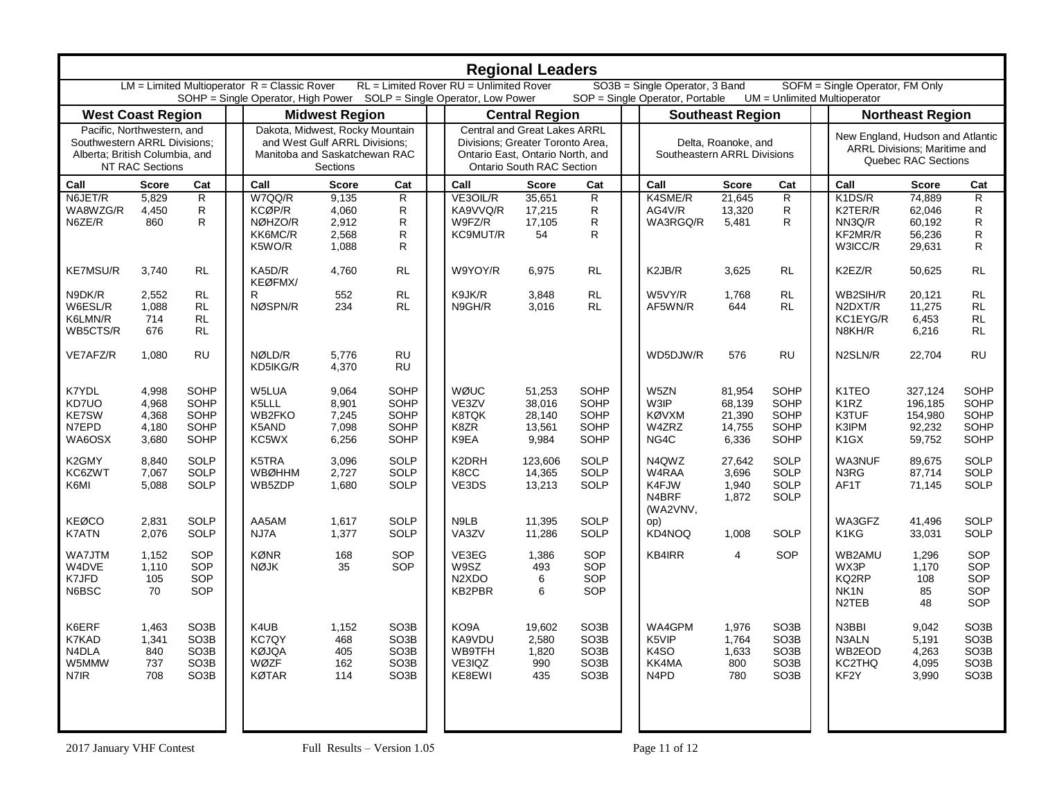# Regional Leaders

LM = Limited Multioperator R = Classic Rover RL = Limited Rover RU = Unlimited Rover SO3B = Single Operator, 3 Band SOFM = Single Operator, FM Only
SOHP = Single Operator, High Power SOLP = Single Operator, Low Power SOP = Single Operator, Portable UM = Unlimited Multioperator

## West Coast Region

Pacific, Northwestern, and Southwestern ARRL Divisions; Alberta; British Columbia, and NT RAC Sections

| Call | Score | Cat |
|---|---|---|
| N6JET/R | 5,829 | R |
| WA8WZG/R | 4,450 | R |
| N6ZE/R | 860 | R |
| KE7MSU/R | 3,740 | RL |
| N9DK/R | 2,552 | RL |
| W6ESL/R | 1,088 | RL |
| K6LMN/R | 714 | RL |
| WB5CTS/R | 676 | RL |
| VE7AFZ/R | 1,080 | RU |
| K7YDL | 4,998 | SOHP |
| KD7UO | 4,968 | SOHP |
| KE7SW | 4,368 | SOHP |
| N7EPD | 4,180 | SOHP |
| WA6OSX | 3,680 | SOHP |
| K2GMY | 8,840 | SOLP |
| KC6ZWT | 7,067 | SOLP |
| K6MI | 5,088 | SOLP |
| KEØCO | 2,831 | SOLP |
| K7ATN | 2,076 | SOLP |
| WA7JTM | 1,152 | SOP |
| W4DVE | 1,110 | SOP |
| K7JFD | 105 | SOP |
| N6BSC | 70 | SOP |
| K6ERF | 1,463 | SO3B |
| K7KAD | 1,341 | SO3B |
| N4DLA | 840 | SO3B |
| W5MMW | 737 | SO3B |
| N7IR | 708 | SO3B |

## Midwest Region

Dakota, Midwest, Rocky Mountain and West Gulf ARRL Divisions; Manitoba and Saskatchewan RAC Sections

| Call | Score | Cat |
|---|---|---|
| W7QQ/R | 9,135 | R |
| KCØP/R | 4,060 | R |
| NØHZO/R | 2,912 | R |
| KK6MC/R | 2,568 | R |
| K5WO/R | 1,088 | R |
| KA5D/R | 4,760 | RL |
| KEØFMX/R | 552 | RL |
| NØSPN/R | 234 | RL |
| NØLD/R | 5,776 | RU |
| KD5IKG/R | 4,370 | RU |
| W5LUA | 9,064 | SOHP |
| K5LLL | 8,901 | SOHP |
| WB2FKO | 7,245 | SOHP |
| K5AND | 7,098 | SOHP |
| KC5WX | 6,256 | SOHP |
| K5TRA | 3,096 | SOLP |
| WBØHHM | 2,727 | SOLP |
| WB5ZDP | 1,680 | SOLP |
| AA5AM | 1,617 | SOLP |
| NJ7A | 1,377 | SOLP |
| KØNR | 168 | SOP |
| NØJK | 35 | SOP |
| K4UB | 1,152 | SO3B |
| KC7QY | 468 | SO3B |
| KØJQA | 405 | SO3B |
| WØZF | 162 | SO3B |
| KØTAR | 114 | SO3B |

## Central Region

Central and Great Lakes ARRL Divisions; Greater Toronto Area, Ontario East, Ontario North, and Ontario South RAC Section

| Call | Score | Cat |
|---|---|---|
| VE3OIL/R | 35,651 | R |
| KA9VVQ/R | 17,215 | R |
| W9FZ/R | 17,105 | R |
| KC9MUT/R | 54 | R |
| W9YOY/R | 6,975 | RL |
| K9JK/R | 3,848 | RL |
| N9GH/R | 3,016 | RL |
| WØUC | 51,253 | SOHP |
| VE3ZV | 38,016 | SOHP |
| K8TQK | 28,140 | SOHP |
| K8ZR | 13,561 | SOHP |
| K9EA | 9,984 | SOHP |
| K2DRH | 123,606 | SOLP |
| K8CC | 14,365 | SOLP |
| VE3DS | 13,213 | SOLP |
| N9LB | 11,395 | SOLP |
| VA3ZV | 11,286 | SOLP |
| VE3EG | 1,386 | SOP |
| W9SZ | 493 | SOP |
| N2XDO | 6 | SOP |
| KB2PBR | 6 | SOP |
| KO9A | 19,602 | SO3B |
| KA9VDU | 2,580 | SO3B |
| WB9TFH | 1,820 | SO3B |
| VE3IQZ | 990 | SO3B |
| KE8EWI | 435 | SO3B |

## Southeast Region

Delta, Roanoke, and Southeastern ARRL Divisions

| Call | Score | Cat |
|---|---|---|
| K4SME/R | 21,645 | R |
| AG4V/R | 13,320 | R |
| WA3RGQ/R | 5,481 | R |
| K2JB/R | 3,625 | RL |
| W5VY/R | 1,768 | RL |
| AF5WN/R | 644 | RL |
| WD5DJW/R | 576 | RU |
| W5ZN | 81,954 | SOHP |
| W3IP | 68,139 | SOHP |
| KØVXM | 21,390 | SOHP |
| W4ZRZ | 14,755 | SOHP |
| NG4C | 6,336 | SOHP |
| N4QWZ | 27,642 | SOLP |
| W4RAA | 3,696 | SOLP |
| K4FJW | 1,940 | SOLP |
| N4BRF (WA2VNV, op) | 1,872 | SOLP |
| KD4NOQ | 1,008 | SOLP |
| KB4IRR | 4 | SOP |
| WA4GPM | 1,976 | SO3B |
| K5VIP | 1,764 | SO3B |
| K4SO | 1,633 | SO3B |
| KK4MA | 800 | SO3B |
| N4PD | 780 | SO3B |

## Northeast Region

New England, Hudson and Atlantic ARRL Divisions; Maritime and Quebec RAC Sections

| Call | Score | Cat |
|---|---|---|
| K1DS/R | 74,889 | R |
| K2TER/R | 62,046 | R |
| NN3Q/R | 60,192 | R |
| KF2MR/R | 56,236 | R |
| W3ICC/R | 29,631 | R |
| K2EZ/R | 50,625 | RL |
| WB2SIH/R | 20,121 | RL |
| N2DXT/R | 11,275 | RL |
| KC1EYG/R | 6,453 | RL |
| N8KH/R | 6,216 | RL |
| N2SLN/R | 22,704 | RU |
| K1TEO | 327,124 | SOHP |
| K1RZ | 196,185 | SOHP |
| K3TUF | 154,980 | SOHP |
| K3IPM | 92,232 | SOHP |
| K1GX | 59,752 | SOHP |
| WA3NUF | 89,675 | SOLP |
| N3RG | 87,714 | SOLP |
| AF1T | 71,145 | SOLP |
| WA3GFZ | 41,496 | SOLP |
| K1KG | 33,031 | SOLP |
| WB2AMU | 1,296 | SOP |
| WX3P | 1,170 | SOP |
| KQ2RP | 108 | SOP |
| NK1N | 85 | SOP |
| N2TEB | 48 | SOP |
| N3BBI | 9,042 | SO3B |
| N3ALN | 5,191 | SO3B |
| WB2EOD | 4,263 | SO3B |
| KC2THQ | 4,095 | SO3B |
| KF2Y | 3,990 | SO3B |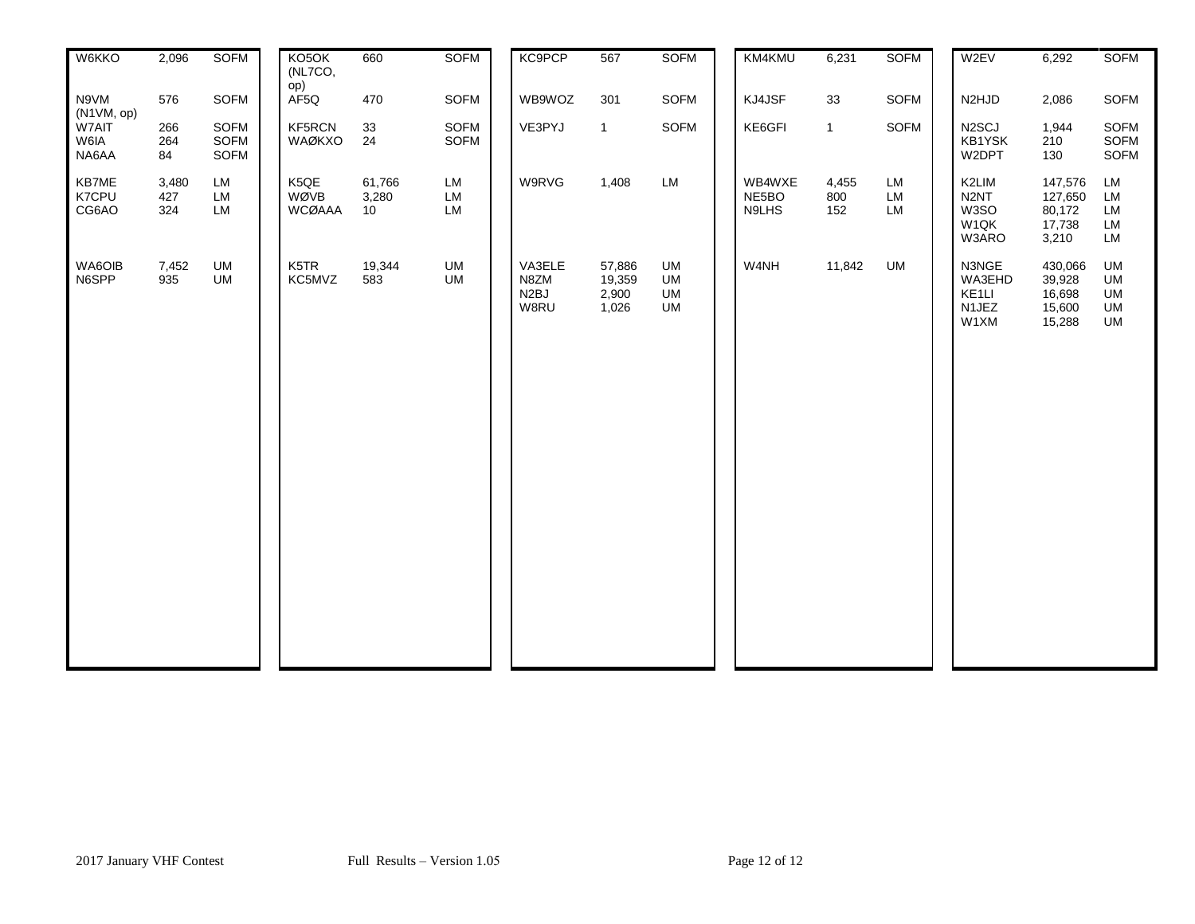| | | |
|---|---|---|
| W6KKO | 2,096 | SOFM |
| N9VM (N1VM, op) | 576 | SOFM |
| W7AIT | 266 | SOFM |
| W6IA | 264 | SOFM |
| NA6AA | 84 | SOFM |
| KB7ME | 3,480 | LM |
| K7CPU | 427 | LM |
| CG6AO | 324 | LM |
| WA6OIB | 7,452 | UM |
| N6SPP | 935 | UM |

| | | |
|---|---|---|
| KO5OK (NL7CO, op) | 660 | SOFM |
| AF5Q | 470 | SOFM |
| KF5RCN | 33 | SOFM |
| WAØKXO | 24 | SOFM |
| K5QE | 61,766 | LM |
| WØVB | 3,280 | LM |
| WCØAAA | 10 | LM |
| K5TR | 19,344 | UM |
| KC5MVZ | 583 | UM |

| | | |
|---|---|---|
| KC9PCP | 567 | SOFM |
| WB9WOZ | 301 | SOFM |
| VE3PYJ | 1 | SOFM |
| W9RVG | 1,408 | LM |
| VA3ELE | 57,886 | UM |
| N8ZM | 19,359 | UM |
| N2BJ | 2,900 | UM |
| W8RU | 1,026 | UM |

| | | |
|---|---|---|
| KM4KMU | 6,231 | SOFM |
| KJ4JSF | 33 | SOFM |
| KE6GFI | 1 | SOFM |
| WB4WXE | 4,455 | LM |
| NE5BO | 800 | LM |
| N9LHS | 152 | LM |
| W4NH | 11,842 | UM |

| | | |
|---|---|---|
| W2EV | 6,292 | SOFM |
| N2HJD | 2,086 | SOFM |
| N2SCJ | 1,944 | SOFM |
| KB1YSK | 210 | SOFM |
| W2DPT | 130 | SOFM |
| K2LIM | 147,576 | LM |
| N2NT | 127,650 | LM |
| W3SO | 80,172 | LM |
| W1QK | 17,738 | LM |
| W3ARO | 3,210 | LM |
| N3NGE | 430,066 | UM |
| WA3EHD | 39,928 | UM |
| KE1LI | 16,698 | UM |
| N1JEZ | 15,600 | UM |
| W1XM | 15,288 | UM |